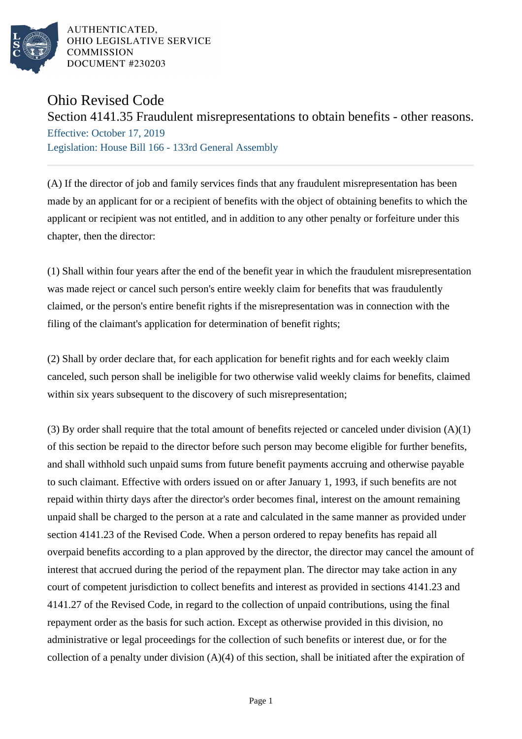AUTHENTICATED,
OHIO LEGISLATIVE SERVICE
COMMISSION
DOCUMENT #230203

# Ohio Revised Code

## Section 4141.35 Fraudulent misrepresentations to obtain benefits - other reasons.

Effective: October 17, 2019

Legislation: House Bill 166 - 133rd General Assembly

(A) If the director of job and family services finds that any fraudulent misrepresentation has been made by an applicant for or a recipient of benefits with the object of obtaining benefits to which the applicant or recipient was not entitled, and in addition to any other penalty or forfeiture under this chapter, then the director:

(1) Shall within four years after the end of the benefit year in which the fraudulent misrepresentation was made reject or cancel such person's entire weekly claim for benefits that was fraudulently claimed, or the person's entire benefit rights if the misrepresentation was in connection with the filing of the claimant's application for determination of benefit rights;

(2) Shall by order declare that, for each application for benefit rights and for each weekly claim canceled, such person shall be ineligible for two otherwise valid weekly claims for benefits, claimed within six years subsequent to the discovery of such misrepresentation;

(3) By order shall require that the total amount of benefits rejected or canceled under division (A)(1) of this section be repaid to the director before such person may become eligible for further benefits, and shall withhold such unpaid sums from future benefit payments accruing and otherwise payable to such claimant. Effective with orders issued on or after January 1, 1993, if such benefits are not repaid within thirty days after the director's order becomes final, interest on the amount remaining unpaid shall be charged to the person at a rate and calculated in the same manner as provided under section 4141.23 of the Revised Code. When a person ordered to repay benefits has repaid all overpaid benefits according to a plan approved by the director, the director may cancel the amount of interest that accrued during the period of the repayment plan. The director may take action in any court of competent jurisdiction to collect benefits and interest as provided in sections 4141.23 and 4141.27 of the Revised Code, in regard to the collection of unpaid contributions, using the final repayment order as the basis for such action. Except as otherwise provided in this division, no administrative or legal proceedings for the collection of such benefits or interest due, or for the collection of a penalty under division (A)(4) of this section, shall be initiated after the expiration of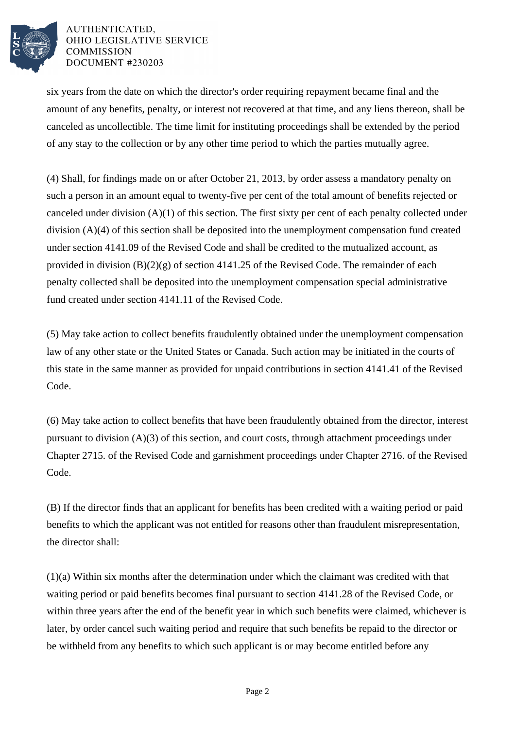six years from the date on which the director's order requiring repayment became final and the amount of any benefits, penalty, or interest not recovered at that time, and any liens thereon, shall be canceled as uncollectible. The time limit for instituting proceedings shall be extended by the period of any stay to the collection or by any other time period to which the parties mutually agree.

(4) Shall, for findings made on or after October 21, 2013, by order assess a mandatory penalty on such a person in an amount equal to twenty-five per cent of the total amount of benefits rejected or canceled under division (A)(1) of this section. The first sixty per cent of each penalty collected under division (A)(4) of this section shall be deposited into the unemployment compensation fund created under section 4141.09 of the Revised Code and shall be credited to the mutualized account, as provided in division (B)(2)(g) of section 4141.25 of the Revised Code. The remainder of each penalty collected shall be deposited into the unemployment compensation special administrative fund created under section 4141.11 of the Revised Code.

(5) May take action to collect benefits fraudulently obtained under the unemployment compensation law of any other state or the United States or Canada. Such action may be initiated in the courts of this state in the same manner as provided for unpaid contributions in section 4141.41 of the Revised Code.

(6) May take action to collect benefits that have been fraudulently obtained from the director, interest pursuant to division (A)(3) of this section, and court costs, through attachment proceedings under Chapter 2715. of the Revised Code and garnishment proceedings under Chapter 2716. of the Revised Code.

(B) If the director finds that an applicant for benefits has been credited with a waiting period or paid benefits to which the applicant was not entitled for reasons other than fraudulent misrepresentation, the director shall:

(1)(a) Within six months after the determination under which the claimant was credited with that waiting period or paid benefits becomes final pursuant to section 4141.28 of the Revised Code, or within three years after the end of the benefit year in which such benefits were claimed, whichever is later, by order cancel such waiting period and require that such benefits be repaid to the director or be withheld from any benefits to which such applicant is or may become entitled before any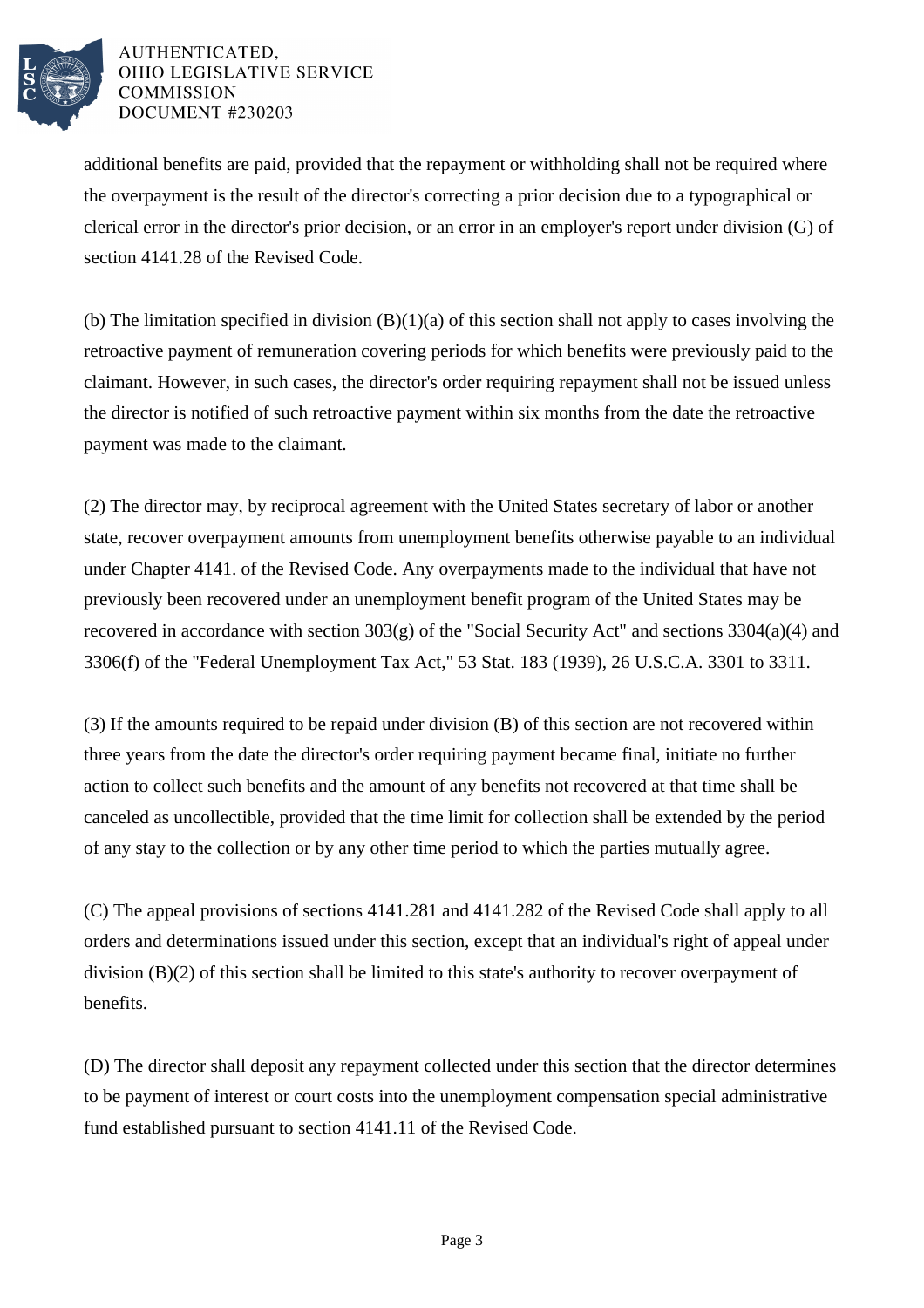additional benefits are paid, provided that the repayment or withholding shall not be required where the overpayment is the result of the director's correcting a prior decision due to a typographical or clerical error in the director's prior decision, or an error in an employer's report under division (G) of section 4141.28 of the Revised Code.

(b) The limitation specified in division (B)(1)(a) of this section shall not apply to cases involving the retroactive payment of remuneration covering periods for which benefits were previously paid to the claimant. However, in such cases, the director's order requiring repayment shall not be issued unless the director is notified of such retroactive payment within six months from the date the retroactive payment was made to the claimant.

(2) The director may, by reciprocal agreement with the United States secretary of labor or another state, recover overpayment amounts from unemployment benefits otherwise payable to an individual under Chapter 4141. of the Revised Code. Any overpayments made to the individual that have not previously been recovered under an unemployment benefit program of the United States may be recovered in accordance with section 303(g) of the "Social Security Act" and sections 3304(a)(4) and 3306(f) of the "Federal Unemployment Tax Act," 53 Stat. 183 (1939), 26 U.S.C.A. 3301 to 3311.

(3) If the amounts required to be repaid under division (B) of this section are not recovered within three years from the date the director's order requiring payment became final, initiate no further action to collect such benefits and the amount of any benefits not recovered at that time shall be canceled as uncollectible, provided that the time limit for collection shall be extended by the period of any stay to the collection or by any other time period to which the parties mutually agree.

(C) The appeal provisions of sections 4141.281 and 4141.282 of the Revised Code shall apply to all orders and determinations issued under this section, except that an individual's right of appeal under division (B)(2) of this section shall be limited to this state's authority to recover overpayment of benefits.

(D) The director shall deposit any repayment collected under this section that the director determines to be payment of interest or court costs into the unemployment compensation special administrative fund established pursuant to section 4141.11 of the Revised Code.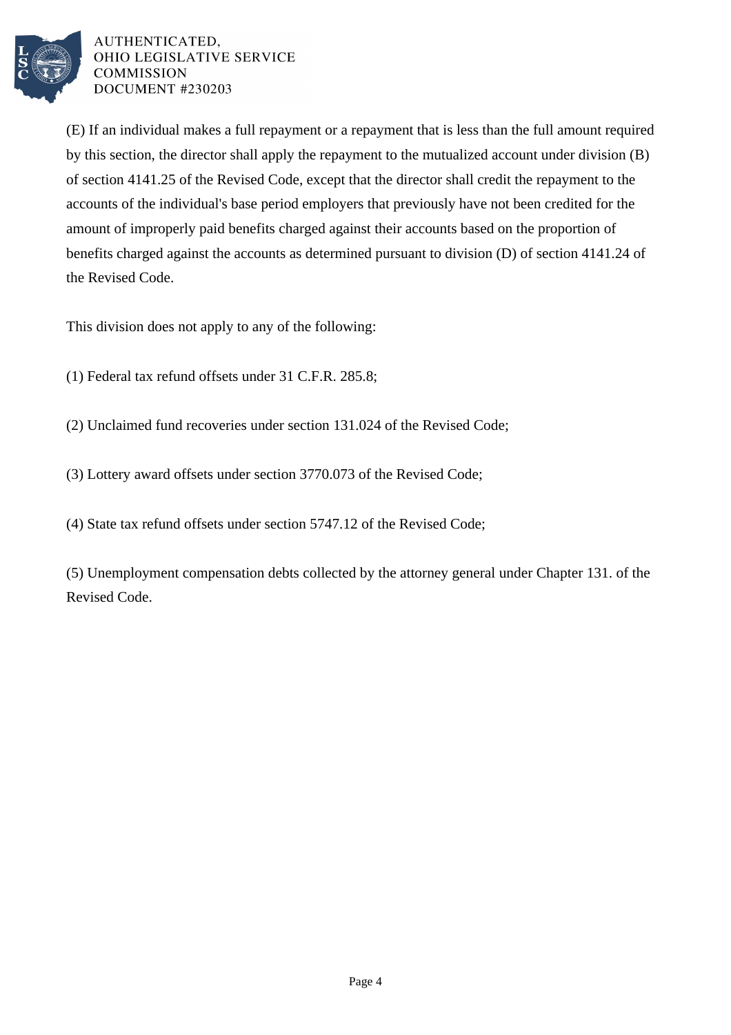(E) If an individual makes a full repayment or a repayment that is less than the full amount required by this section, the director shall apply the repayment to the mutualized account under division (B) of section 4141.25 of the Revised Code, except that the director shall credit the repayment to the accounts of the individual's base period employers that previously have not been credited for the amount of improperly paid benefits charged against their accounts based on the proportion of benefits charged against the accounts as determined pursuant to division (D) of section 4141.24 of the Revised Code.

This division does not apply to any of the following:

(1) Federal tax refund offsets under 31 C.F.R. 285.8;

(2) Unclaimed fund recoveries under section 131.024 of the Revised Code;

(3) Lottery award offsets under section 3770.073 of the Revised Code;

(4) State tax refund offsets under section 5747.12 of the Revised Code;

(5) Unemployment compensation debts collected by the attorney general under Chapter 131. of the Revised Code.